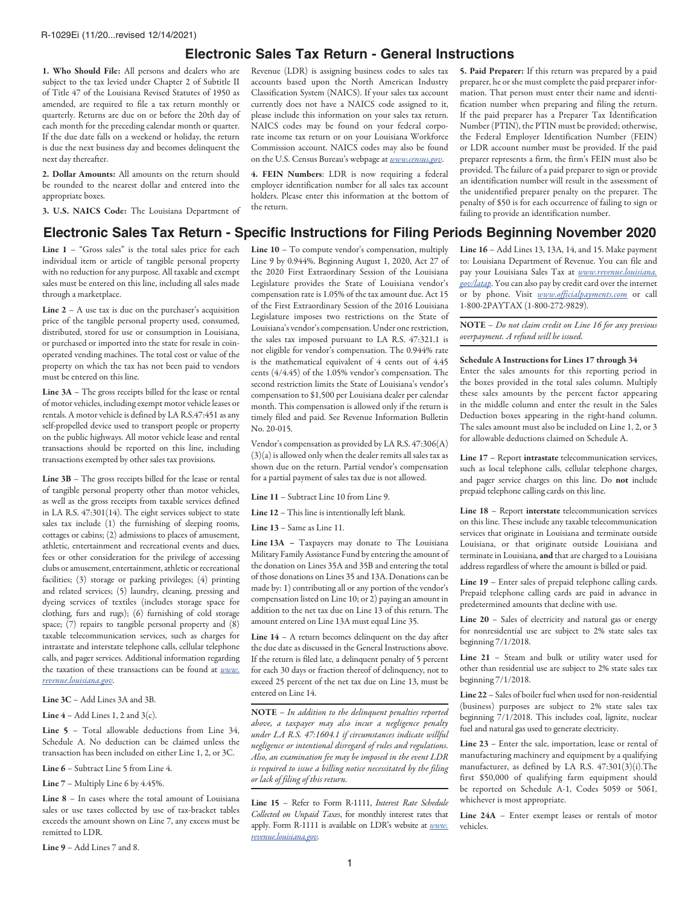R-1029Ei (11/20...revised 12/14/2021)

## Electronic Sales Tax Return - General Instructions

**1. Who Should File:** All persons and dealers who are subject to the tax levied under Chapter 2 of Subtitle II of Title 47 of the Louisiana Revised Statutes of 1950 as amended, are required to file a tax return monthly or quarterly. Returns are due on or before the 20th day of each month for the preceding calendar month or quarter. If the due date falls on a weekend or holiday, the return is due the next business day and becomes delinquent the next day thereafter.

**2. Dollar Amounts:** All amounts on the return should be rounded to the nearest dollar and entered into the appropriate boxes.

**3. U.S. NAICS Code:** The Louisiana Department of Revenue (LDR) is assigning business codes to sales tax accounts based upon the North American Industry Classification System (NAICS). If your sales tax account currently does not have a NAICS code assigned to it, please include this information on your sales tax return. NAICS codes may be found on your federal corporate income tax return or on your Louisiana Workforce Commission account. NAICS codes may also be found on the U.S. Census Bureau's webpage at *www.census.gov*.

**4. FEIN Numbers**: LDR is now requiring a federal employer identification number for all sales tax account holders. Please enter this information at the bottom of the return.

**5. Paid Preparer:** If this return was prepared by a paid preparer, he or she must complete the paid preparer information. That person must enter their name and identification number when preparing and filing the return. If the paid preparer has a Preparer Tax Identification Number (PTIN), the PTIN must be provided; otherwise, the Federal Employer Identification Number (FEIN) or LDR account number must be provided. If the paid preparer represents a firm, the firm's FEIN must also be provided. The failure of a paid preparer to sign or provide an identification number will result in the assessment of the unidentified preparer penalty on the preparer. The penalty of $50 is for each occurrence of failing to sign or failing to provide an identification number.

## Electronic Sales Tax Return - Specific Instructions for Filing Periods Beginning November 2020

**Line 1** – "Gross sales" is the total sales price for each individual item or article of tangible personal property with no reduction for any purpose. All taxable and exempt sales must be entered on this line, including all sales made through a marketplace.

**Line 2** – A use tax is due on the purchaser's acquisition price of the tangible personal property used, consumed, distributed, stored for use or consumption in Louisiana, or purchased or imported into the state for resale in coin-operated vending machines. The total cost or value of the property on which the tax has not been paid to vendors must be entered on this line.

**Line 3A** – The gross receipts billed for the lease or rental of motor vehicles, including exempt motor vehicle leases or rentals. A motor vehicle is defined by LA R.S.47:451 as any self-propelled device used to transport people or property on the public highways. All motor vehicle lease and rental transactions should be reported on this line, including transactions exempted by other sales tax provisions.

**Line 3B** – The gross receipts billed for the lease or rental of tangible personal property other than motor vehicles, as well as the gross receipts from taxable services defined in LA R.S. 47:301(14). The eight services subject to state sales tax include (1) the furnishing of sleeping rooms, cottages or cabins; (2) admissions to places of amusement, athletic, entertainment and recreational events and dues, fees or other consideration for the privilege of accessing clubs or amusement, entertainment, athletic or recreational facilities; (3) storage or parking privileges; (4) printing and related services; (5) laundry, cleaning, pressing and dyeing services of textiles (includes storage space for clothing, furs and rugs); (6) furnishing of cold storage space; (7) repairs to tangible personal property and (8) taxable telecommunication services, such as charges for intrastate and interstate telephone calls, cellular telephone calls, and pager services. Additional information regarding the taxation of these transactions can be found at *www.revenue.louisiana.gov*.

**Line 3C** – Add Lines 3A and 3B.

**Line 4** – Add Lines 1, 2 and 3(c).

**Line 5** – Total allowable deductions from Line 34, Schedule A. No deduction can be claimed unless the transaction has been included on either Line 1, 2, or 3C.

**Line 6** – Subtract Line 5 from Line 4.

**Line 7** – Multiply Line 6 by 4.45%.

**Line 8** – In cases where the total amount of Louisiana sales or use taxes collected by use of tax-bracket tables exceeds the amount shown on Line 7, any excess must be remitted to LDR.

**Line 9** – Add Lines 7 and 8.

**Line 10** – To compute vendor's compensation, multiply Line 9 by 0.944%. Beginning August 1, 2020, Act 27 of the 2020 First Extraordinary Session of the Louisiana Legislature provides the State of Louisiana vendor's compensation rate is 1.05% of the tax amount due. Act 15 of the First Extraordinary Session of the 2016 Louisiana Legislature imposes two restrictions on the State of Louisiana's vendor's compensation. Under one restriction, the sales tax imposed pursuant to LA R.S. 47:321.1 is not eligible for vendor's compensation. The 0.944% rate is the mathematical equivalent of 4 cents out of 4.45 cents (4/4.45) of the 1.05% vendor's compensation. The second restriction limits the State of Louisiana's vendor's compensation to $1,500 per Louisiana dealer per calendar month. This compensation is allowed only if the return is timely filed and paid. See Revenue Information Bulletin No. 20-015.

Vendor's compensation as provided by LA R.S. 47:306(A)(3)(a) is allowed only when the dealer remits all sales tax as shown due on the return. Partial vendor's compensation for a partial payment of sales tax due is not allowed.

**Line 11** – Subtract Line 10 from Line 9.

**Line 12** – This line is intentionally left blank.

**Line 13** – Same as Line 11.

**Line 13A** – Taxpayers may donate to The Louisiana Military Family Assistance Fund by entering the amount of the donation on Lines 35A and 35B and entering the total of those donations on Lines 35 and 13A. Donations can be made by: 1) contributing all or any portion of the vendor's compensation listed on Line 10; or 2) paying an amount in addition to the net tax due on Line 13 of this return. The amount entered on Line 13A must equal Line 35.

**Line 14** – A return becomes delinquent on the day after the due date as discussed in the General Instructions above. If the return is filed late, a delinquent penalty of 5 percent for each 30 days or fraction thereof of delinquency, not to exceed 25 percent of the net tax due on Line 13, must be entered on Line 14.

**NOTE** – *In addition to the delinquent penalties reported above, a taxpayer may also incur a negligence penalty under LA R.S. 47:1604.1 if circumstances indicate willful negligence or intentional disregard of rules and regulations. Also, an examination fee may be imposed in the event LDR is required to issue a billing notice necessitated by the filing or lack of filing of this return.*

**Line 15** – Refer to Form R-1111, *Interest Rate Schedule Collected on Unpaid Taxes*, for monthly interest rates that apply. Form R-1111 is available on LDR's website at *www.revenue.louisiana.gov*.

**Line 16** – Add Lines 13, 13A, 14, and 15. Make payment to: Louisiana Department of Revenue. You can file and pay your Louisiana Sales Tax at *www.revenue.louisiana.gov/latap*. You can also pay by credit card over the internet or by phone. Visit *www.officialpayments.com* or call 1-800-2PAYTAX (1-800-272-9829).

**NOTE** – *Do not claim credit on Line 16 for any previous overpayment. A refund will be issued.*

**Schedule A Instructions for Lines 17 through 34**

Enter the sales amounts for this reporting period in the boxes provided in the total sales column. Multiply these sales amounts by the percent factor appearing in the middle column and enter the result in the Sales Deduction boxes appearing in the right-hand column. The sales amount must also be included on Line 1, 2, or 3 for allowable deductions claimed on Schedule A.

**Line 17** – Report **intrastate** telecommunication services, such as local telephone calls, cellular telephone charges, and pager service charges on this line. Do **not** include prepaid telephone calling cards on this line.

**Line 18** – Report **interstate** telecommunication services on this line. These include any taxable telecommunication services that originate in Louisiana and terminate outside Louisiana, or that originate outside Louisiana and terminate in Louisiana, **and** that are charged to a Louisiana address regardless of where the amount is billed or paid.

**Line 19** – Enter sales of prepaid telephone calling cards. Prepaid telephone calling cards are paid in advance in predetermined amounts that decline with use.

**Line 20** – Sales of electricity and natural gas or energy for nonresidential use are subject to 2% state sales tax beginning 7/1/2018.

**Line 21** – Steam and bulk or utility water used for other than residential use are subject to 2% state sales tax beginning 7/1/2018.

**Line 22** – Sales of boiler fuel when used for non-residential (business) purposes are subject to 2% state sales tax beginning 7/1/2018. This includes coal, lignite, nuclear fuel and natural gas used to generate electricity.

**Line 23** – Enter the sale, importation, lease or rental of manufacturing machinery and equipment by a qualifying manufacturer, as defined by LA R.S. 47:301(3)(i).The first $50,000 of qualifying farm equipment should be reported on Schedule A-1, Codes 5059 or 5061, whichever is most appropriate.

**Line 24A** – Enter exempt leases or rentals of motor vehicles.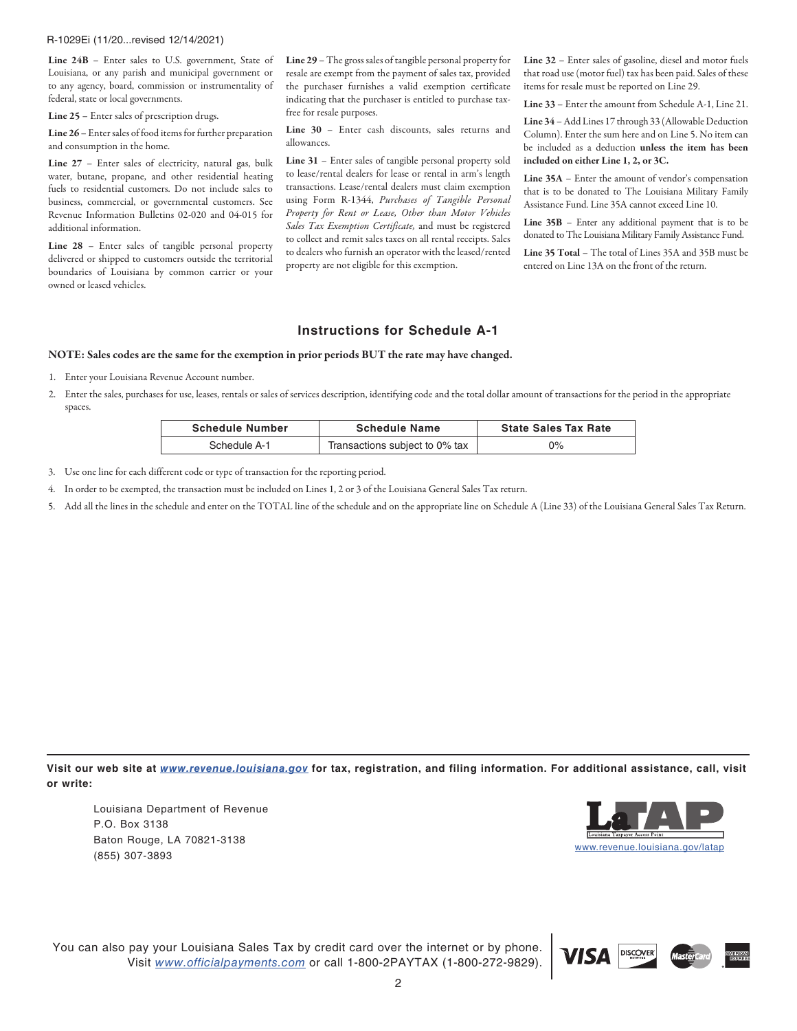R-1029Ei (11/20...revised 12/14/2021)

**Line 24B** – Enter sales to U.S. government, State of Louisiana, or any parish and municipal government or to any agency, board, commission or instrumentality of federal, state or local governments.

**Line 25** – Enter sales of prescription drugs.

**Line 26** – Enter sales of food items for further preparation and consumption in the home.

**Line 27** – Enter sales of electricity, natural gas, bulk water, butane, propane, and other residential heating fuels to residential customers. Do not include sales to business, commercial, or governmental customers. See Revenue Information Bulletins 02-020 and 04-015 for additional information.

**Line 28** – Enter sales of tangible personal property delivered or shipped to customers outside the territorial boundaries of Louisiana by common carrier or your owned or leased vehicles.

**Line 29** – The gross sales of tangible personal property for resale are exempt from the payment of sales tax, provided the purchaser furnishes a valid exemption certificate indicating that the purchaser is entitled to purchase tax-free for resale purposes.

**Line 30** – Enter cash discounts, sales returns and allowances.

**Line 31** – Enter sales of tangible personal property sold to lease/rental dealers for lease or rental in arm's length transactions. Lease/rental dealers must claim exemption using Form R-1344, *Purchases of Tangible Personal Property for Rent or Lease, Other than Motor Vehicles Sales Tax Exemption Certificate,* and must be registered to collect and remit sales taxes on all rental receipts. Sales to dealers who furnish an operator with the leased/rented property are not eligible for this exemption.

**Line 32** – Enter sales of gasoline, diesel and motor fuels that road use (motor fuel) tax has been paid. Sales of these items for resale must be reported on Line 29.

**Line 33** – Enter the amount from Schedule A-1, Line 21.

**Line 34** – Add Lines 17 through 33 (Allowable Deduction Column). Enter the sum here and on Line 5. No item can be included as a deduction **unless the item has been included on either Line 1, 2, or 3C.**

**Line 35A** – Enter the amount of vendor's compensation that is to be donated to The Louisiana Military Family Assistance Fund. Line 35A cannot exceed Line 10.

**Line 35B** – Enter any additional payment that is to be donated to The Louisiana Military Family Assistance Fund.

**Line 35 Total** – The total of Lines 35A and 35B must be entered on Line 13A on the front of the return.

## Instructions for Schedule A-1

**NOTE: Sales codes are the same for the exemption in prior periods BUT the rate may have changed.**

1. Enter your Louisiana Revenue Account number.
2. Enter the sales, purchases for use, leases, rentals or sales of services description, identifying code and the total dollar amount of transactions for the period in the appropriate spaces.

| Schedule Number | Schedule Name | State Sales Tax Rate |
|---|---|---|
| Schedule A-1 | Transactions subject to 0% tax | 0% |

3. Use one line for each different code or type of transaction for the reporting period.
4. In order to be exempted, the transaction must be included on Lines 1, 2 or 3 of the Louisiana General Sales Tax return.
5. Add all the lines in the schedule and enter on the TOTAL line of the schedule and on the appropriate line on Schedule A (Line 33) of the Louisiana General Sales Tax Return.

**Visit our web site at www.revenue.louisiana.gov for tax, registration, and filing information. For additional assistance, call, visit or write:**

Louisiana Department of Revenue
P.O. Box 3138
Baton Rouge, LA 70821-3138
(855) 307-3893

LaTAP Louisiana Taxpayer Access Point
www.revenue.louisiana.gov/latap

You can also pay your Louisiana Sales Tax by credit card over the internet or by phone. Visit www.officialpayments.com or call 1-800-2PAYTAX (1-800-272-9829).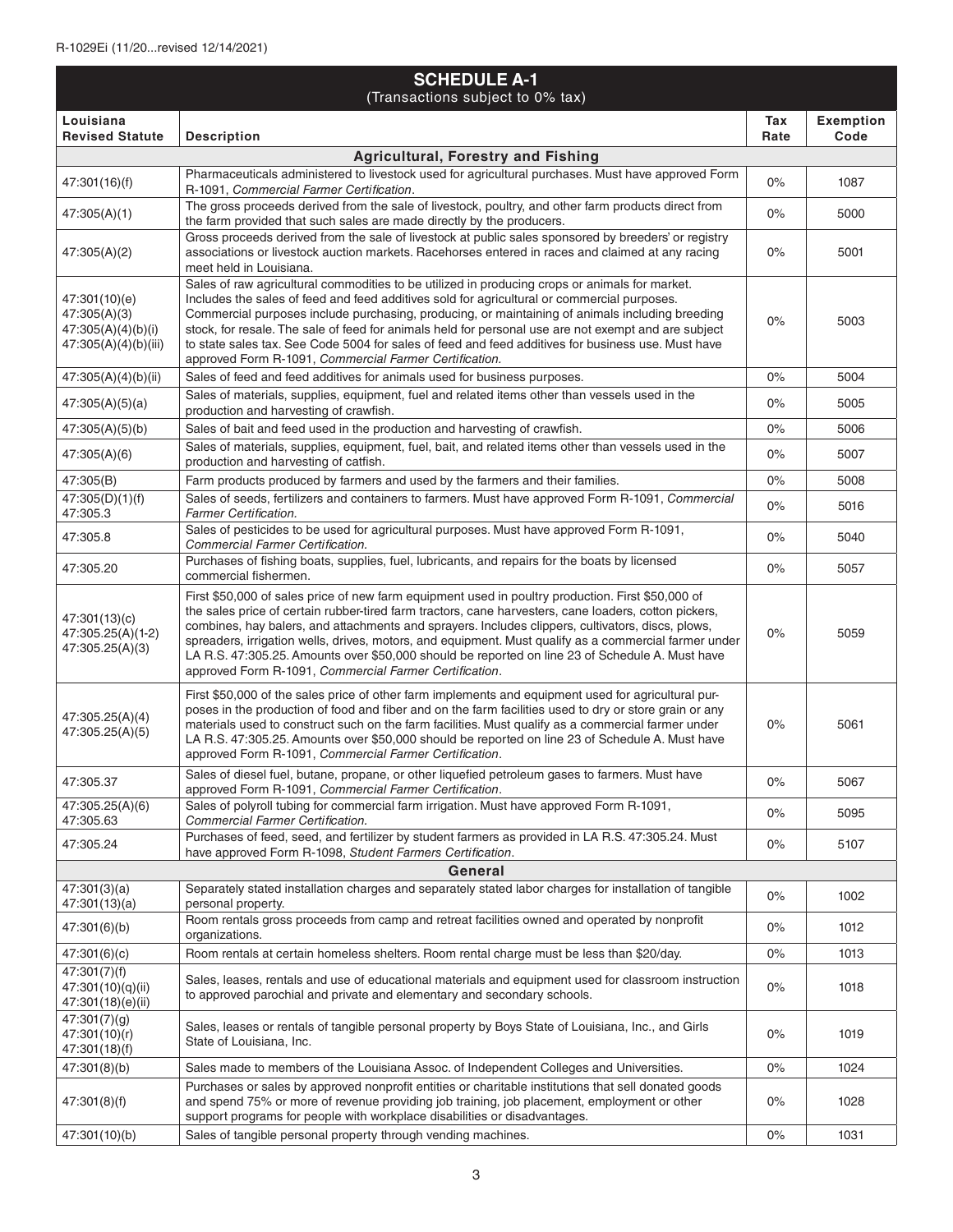R-1029Ei (11/20...revised 12/14/2021)

## SCHEDULE A-1
(Transactions subject to 0% tax)

| Louisiana Revised Statute | Description | Tax Rate | Exemption Code |
|---|---|---|---|
| **Agricultural, Forestry and Fishing** | | | |
| 47:301(16)(f) | Pharmaceuticals administered to livestock used for agricultural purchases. Must have approved Form R-1091, *Commercial Farmer Certification*. | 0% | 1087 |
| 47:305(A)(1) | The gross proceeds derived from the sale of livestock, poultry, and other farm products direct from the farm provided that such sales are made directly by the producers. | 0% | 5000 |
| 47:305(A)(2) | Gross proceeds derived from the sale of livestock at public sales sponsored by breeders' or registry associations or livestock auction markets. Racehorses entered in races and claimed at any racing meet held in Louisiana. | 0% | 5001 |
| 47:301(10)(e)<br>47:305(A)(3)<br>47:305(A)(4)(b)(i)<br>47:305(A)(4)(b)(iii) | Sales of raw agricultural commodities to be utilized in producing crops or animals for market. Includes the sales of feed and feed additives sold for agricultural or commercial purposes. Commercial purposes include purchasing, producing, or maintaining of animals including breeding stock, for resale. The sale of feed for animals held for personal use are not exempt and are subject to state sales tax. See Code 5004 for sales of feed and feed additives for business use. Must have approved Form R-1091, *Commercial Farmer Certification*. | 0% | 5003 |
| 47:305(A)(4)(b)(ii) | Sales of feed and feed additives for animals used for business purposes. | 0% | 5004 |
| 47:305(A)(5)(a) | Sales of materials, supplies, equipment, fuel and related items other than vessels used in the production and harvesting of crawfish. | 0% | 5005 |
| 47:305(A)(5)(b) | Sales of bait and feed used in the production and harvesting of crawfish. | 0% | 5006 |
| 47:305(A)(6) | Sales of materials, supplies, equipment, fuel, bait, and related items other than vessels used in the production and harvesting of catfish. | 0% | 5007 |
| 47:305(B) | Farm products produced by farmers and used by the farmers and their families. | 0% | 5008 |
| 47:305(D)(1)(f)<br>47:305.3 | Sales of seeds, fertilizers and containers to farmers. Must have approved Form R-1091, *Commercial Farmer Certification.* | 0% | 5016 |
| 47:305.8 | Sales of pesticides to be used for agricultural purposes. Must have approved Form R-1091, *Commercial Farmer Certification.* | 0% | 5040 |
| 47:305.20 | Purchases of fishing boats, supplies, fuel, lubricants, and repairs for the boats by licensed commercial fishermen. | 0% | 5057 |
| 47:301(13)(c)<br>47:305.25(A)(1-2)<br>47:305.25(A)(3) | First $50,000 of sales price of new farm equipment used in poultry production. First $50,000 of the sales price of certain rubber-tired farm tractors, cane harvesters, cane loaders, cotton pickers, combines, hay balers, and attachments and sprayers. Includes clippers, cultivators, discs, plows, spreaders, irrigation wells, drives, motors, and equipment. Must qualify as a commercial farmer under LA R.S. 47:305.25. Amounts over $50,000 should be reported on line 23 of Schedule A. Must have approved Form R-1091, *Commercial Farmer Certification*. | 0% | 5059 |
| 47:305.25(A)(4)<br>47:305.25(A)(5) | First $50,000 of the sales price of other farm implements and equipment used for agricultural purposes in the production of food and fiber and on the farm facilities used to dry or store grain or any materials used to construct such on the farm facilities. Must qualify as a commercial farmer under LA R.S. 47:305.25. Amounts over $50,000 should be reported on line 23 of Schedule A. Must have approved Form R-1091, *Commercial Farmer Certification*. | 0% | 5061 |
| 47:305.37 | Sales of diesel fuel, butane, propane, or other liquefied petroleum gases to farmers. Must have approved Form R-1091, *Commercial Farmer Certification*. | 0% | 5067 |
| 47:305.25(A)(6)<br>47:305.63 | Sales of polyroll tubing for commercial farm irrigation. Must have approved Form R-1091, *Commercial Farmer Certification.* | 0% | 5095 |
| 47:305.24 | Purchases of feed, seed, and fertilizer by student farmers as provided in LA R.S. 47:305.24. Must have approved Form R-1098, *Student Farmers Certification*. | 0% | 5107 |
| **General** | | | |
| 47:301(3)(a)<br>47:301(13)(a) | Separately stated installation charges and separately stated labor charges for installation of tangible personal property. | 0% | 1002 |
| 47:301(6)(b) | Room rentals gross proceeds from camp and retreat facilities owned and operated by nonprofit organizations. | 0% | 1012 |
| 47:301(6)(c) | Room rentals at certain homeless shelters. Room rental charge must be less than $20/day. | 0% | 1013 |
| 47:301(7)(f)<br>47:301(10)(q)(ii)<br>47:301(18)(e)(ii) | Sales, leases, rentals and use of educational materials and equipment used for classroom instruction to approved parochial and private and elementary and secondary schools. | 0% | 1018 |
| 47:301(7)(g)<br>47:301(10)(r)<br>47:301(18)(f) | Sales, leases or rentals of tangible personal property by Boys State of Louisiana, Inc., and Girls State of Louisiana, Inc. | 0% | 1019 |
| 47:301(8)(b) | Sales made to members of the Louisiana Assoc. of Independent Colleges and Universities. | 0% | 1024 |
| 47:301(8)(f) | Purchases or sales by approved nonprofit entities or charitable institutions that sell donated goods and spend 75% or more of revenue providing job training, job placement, employment or other support programs for people with workplace disabilities or disadvantages. | 0% | 1028 |
| 47:301(10)(b) | Sales of tangible personal property through vending machines. | 0% | 1031 |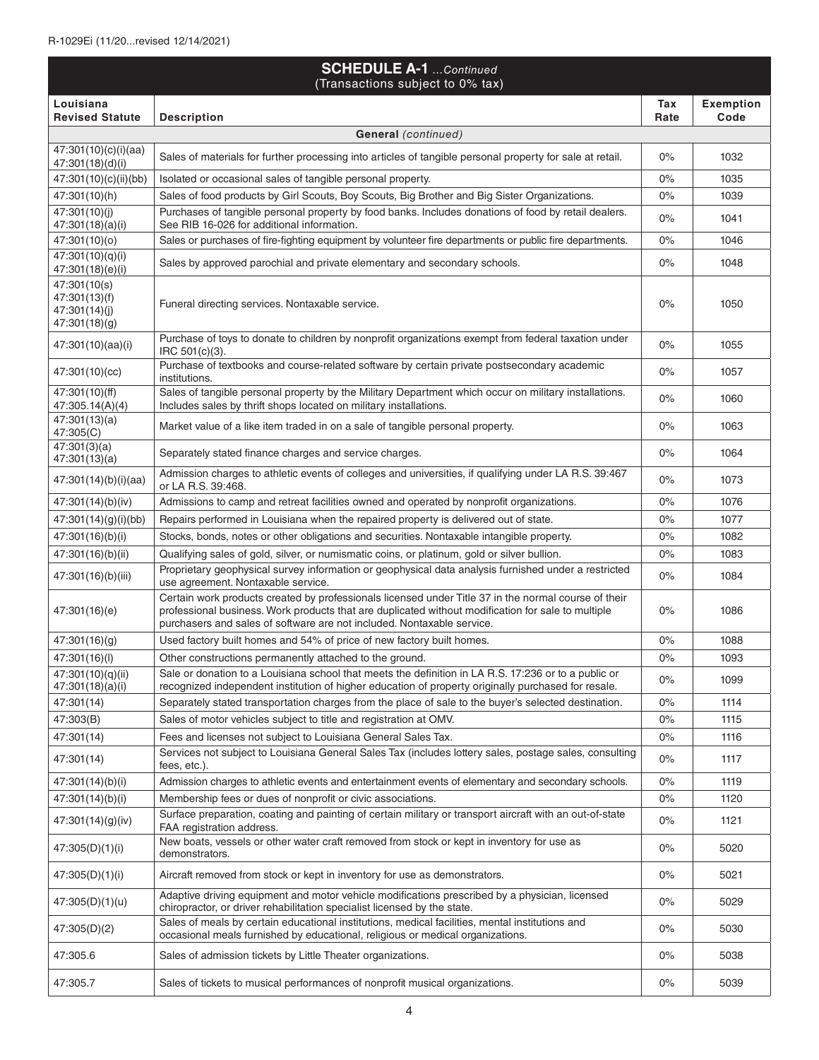R-1029Ei (11/20...revised 12/14/2021)

## SCHEDULE A-1 *...Continued*
(Transactions subject to 0% tax)

| Louisiana Revised Statute | Description | Tax Rate | Exemption Code |
|---|---|---|---|
| | **General** *(continued)* | | |
| 47:301(10)(c)(i)(aa) 47:301(18)(d)(i) | Sales of materials for further processing into articles of tangible personal property for sale at retail. | 0% | 1032 |
| 47:301(10)(c)(ii)(bb) | Isolated or occasional sales of tangible personal property. | 0% | 1035 |
| 47:301(10)(h) | Sales of food products by Girl Scouts, Boy Scouts, Big Brother and Big Sister Organizations. | 0% | 1039 |
| 47:301(10)(j) 47:301(18)(a)(i) | Purchases of tangible personal property by food banks. Includes donations of food by retail dealers. See RIB 16-026 for additional information. | 0% | 1041 |
| 47:301(10)(o) | Sales or purchases of fire-fighting equipment by volunteer fire departments or public fire departments. | 0% | 1046 |
| 47:301(10)(q)(i) 47:301(18)(e)(i) | Sales by approved parochial and private elementary and secondary schools. | 0% | 1048 |
| 47:301(10(s) 47:301(13)(f) 47:301(14)(j) 47:301(18)(g) | Funeral directing services. Nontaxable service. | 0% | 1050 |
| 47:301(10)(aa)(i) | Purchase of toys to donate to children by nonprofit organizations exempt from federal taxation under IRC 501(c)(3). | 0% | 1055 |
| 47:301(10)(cc) | Purchase of textbooks and course-related software by certain private postsecondary academic institutions. | 0% | 1057 |
| 47:301(10)(ff) 47:305.14(A)(4) | Sales of tangible personal property by the Military Department which occur on military installations. Includes sales by thrift shops located on military installations. | 0% | 1060 |
| 47:301(13)(a) 47:305(C) | Market value of a like item traded in on a sale of tangible personal property. | 0% | 1063 |
| 47:301(3)(a) 47:301(13)(a) | Separately stated finance charges and service charges. | 0% | 1064 |
| 47:301(14)(b)(i)(aa) | Admission charges to athletic events of colleges and universities, if qualifying under LA R.S. 39:467 or LA R.S. 39:468. | 0% | 1073 |
| 47:301(14)(b)(iv) | Admissions to camp and retreat facilities owned and operated by nonprofit organizations. | 0% | 1076 |
| 47:301(14)(g)(i)(bb) | Repairs performed in Louisiana when the repaired property is delivered out of state. | 0% | 1077 |
| 47:301(16)(b)(i) | Stocks, bonds, notes or other obligations and securities. Nontaxable intangible property. | 0% | 1082 |
| 47:301(16)(b)(ii) | Qualifying sales of gold, silver, or numismatic coins, or platinum, gold or silver bullion. | 0% | 1083 |
| 47:301(16)(b)(iii) | Proprietary geophysical survey information or geophysical data analysis furnished under a restricted use agreement. Nontaxable service. | 0% | 1084 |
| 47:301(16)(e) | Certain work products created by professionals licensed under Title 37 in the normal course of their professional business. Work products that are duplicated without modification for sale to multiple purchasers and sales of software are not included. Nontaxable service. | 0% | 1086 |
| 47:301(16)(g) | Used factory built homes and 54% of price of new factory built homes. | 0% | 1088 |
| 47:301(16)(l) | Other constructions permanently attached to the ground. | 0% | 1093 |
| 47:301(10)(q)(ii) 47:301(18)(a)(i) | Sale or donation to a Louisiana school that meets the definition in LA R.S. 17:236 or to a public or recognized independent institution of higher education of property originally purchased for resale. | 0% | 1099 |
| 47:301(14) | Separately stated transportation charges from the place of sale to the buyer's selected destination. | 0% | 1114 |
| 47:303(B) | Sales of motor vehicles subject to title and registration at OMV. | 0% | 1115 |
| 47:301(14) | Fees and licenses not subject to Louisiana General Sales Tax. | 0% | 1116 |
| 47:301(14) | Services not subject to Louisiana General Sales Tax (includes lottery sales, postage sales, consulting fees, etc.). | 0% | 1117 |
| 47:301(14)(b)(i) | Admission charges to athletic events and entertainment events of elementary and secondary schools. | 0% | 1119 |
| 47:301(14)(b)(i) | Membership fees or dues of nonprofit or civic associations. | 0% | 1120 |
| 47:301(14)(g)(iv) | Surface preparation, coating and painting of certain military or transport aircraft with an out-of-state FAA registration address. | 0% | 1121 |
| 47:305(D)(1)(i) | New boats, vessels or other water craft removed from stock or kept in inventory for use as demonstrators. | 0% | 5020 |
| 47:305(D)(1)(i) | Aircraft removed from stock or kept in inventory for use as demonstrators. | 0% | 5021 |
| 47:305(D)(1)(u) | Adaptive driving equipment and motor vehicle modifications prescribed by a physician, licensed chiropractor, or driver rehabilitation specialist licensed by the state. | 0% | 5029 |
| 47:305(D)(2) | Sales of meals by certain educational institutions, medical facilities, mental institutions and occasional meals furnished by educational, religious or medical organizations. | 0% | 5030 |
| 47:305.6 | Sales of admission tickets by Little Theater organizations. | 0% | 5038 |
| 47:305.7 | Sales of tickets to musical performances of nonprofit musical organizations. | 0% | 5039 |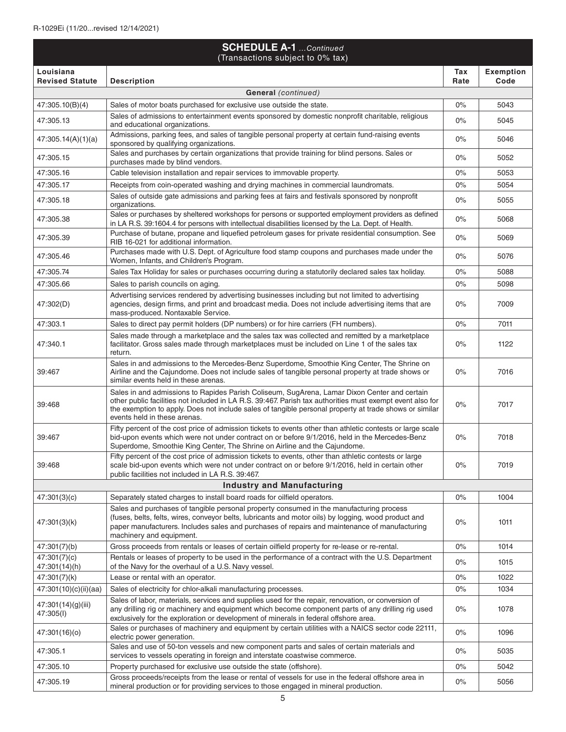## SCHEDULE A-1 *...Continued*
(Transactions subject to 0% tax)

| Louisiana Revised Statute | Description | Tax Rate | Exemption Code |
|---|---|---|---|
| **General** *(continued)* | | | |
| 47:305.10(B)(4) | Sales of motor boats purchased for exclusive use outside the state. | 0% | 5043 |
| 47:305.13 | Sales of admissions to entertainment events sponsored by domestic nonprofit charitable, religious and educational organizations. | 0% | 5045 |
| 47:305.14(A)(1)(a) | Admissions, parking fees, and sales of tangible personal property at certain fund-raising events sponsored by qualifying organizations. | 0% | 5046 |
| 47:305.15 | Sales and purchases by certain organizations that provide training for blind persons. Sales or purchases made by blind vendors. | 0% | 5052 |
| 47:305.16 | Cable television installation and repair services to immovable property. | 0% | 5053 |
| 47:305.17 | Receipts from coin-operated washing and drying machines in commercial laundromats. | 0% | 5054 |
| 47:305.18 | Sales of outside gate admissions and parking fees at fairs and festivals sponsored by nonprofit organizations. | 0% | 5055 |
| 47:305.38 | Sales or purchases by sheltered workshops for persons or supported employment providers as defined in LA R.S. 39:1604.4 for persons with intellectual disabilities licensed by the La. Dept. of Health. | 0% | 5068 |
| 47:305.39 | Purchase of butane, propane and liquefied petroleum gases for private residential consumption. See RIB 16-021 for additional information. | 0% | 5069 |
| 47:305.46 | Purchases made with U.S. Dept. of Agriculture food stamp coupons and purchases made under the Women, Infants, and Children's Program. | 0% | 5076 |
| 47:305.74 | Sales Tax Holiday for sales or purchases occurring during a statutorily declared sales tax holiday. | 0% | 5088 |
| 47:305.66 | Sales to parish councils on aging. | 0% | 5098 |
| 47:302(D) | Advertising services rendered by advertising businesses including but not limited to advertising agencies, design firms, and print and broadcast media. Does not include advertising items that are mass-produced. Nontaxable Service. | 0% | 7009 |
| 47:303.1 | Sales to direct pay permit holders (DP numbers) or for hire carriers (FH numbers). | 0% | 7011 |
| 47:340.1 | Sales made through a marketplace and the sales tax was collected and remitted by a marketplace facilitator. Gross sales made through marketplaces must be included on Line 1 of the sales tax return. | 0% | 1122 |
| 39:467 | Sales in and admissions to the Mercedes-Benz Superdome, Smoothie King Center, The Shrine on Airline and the Cajundome. Does not include sales of tangible personal property at trade shows or similar events held in these arenas. | 0% | 7016 |
| 39:468 | Sales in and admissions to Rapides Parish Coliseum, SugArena, Lamar Dixon Center and certain other public facilities not included in LA R.S. 39:467. Parish tax authorities must exempt event also for the exemption to apply. Does not include sales of tangible personal property at trade shows or similar events held in these arenas. | 0% | 7017 |
| 39:467 | Fifty percent of the cost price of admission tickets to events other than athletic contests or large scale bid-upon events which were not under contract on or before 9/1/2016, held in the Mercedes-Benz Superdome, Smoothie King Center, The Shrine on Airline and the Cajundome. | 0% | 7018 |
| 39:468 | Fifty percent of the cost price of admission tickets to events, other than athletic contests or large scale bid-upon events which were not under contract on or before 9/1/2016, held in certain other public facilities not included in LA R.S. 39:467. | 0% | 7019 |
| **Industry and Manufacturing** | | | |
| 47:301(3)(c) | Separately stated charges to install board roads for oilfield operators. | 0% | 1004 |
| 47:301(3)(k) | Sales and purchases of tangible personal property consumed in the manufacturing process (fuses, belts, felts, wires, conveyor belts, lubricants and motor oils) by logging, wood product and paper manufacturers. Includes sales and purchases of repairs and maintenance of manufacturing machinery and equipment. | 0% | 1011 |
| 47:301(7)(b) | Gross proceeds from rentals or leases of certain oilfield property for re-lease or re-rental. | 0% | 1014 |
| 47:301(7)(c) 47:301(14)(h) | Rentals or leases of property to be used in the performance of a contract with the U.S. Department of the Navy for the overhaul of a U.S. Navy vessel. | 0% | 1015 |
| 47:301(7)(k) | Lease or rental with an operator. | 0% | 1022 |
| 47:301(10)(c)(ii)(aa) | Sales of electricity for chlor-alkali manufacturing processes. | 0% | 1034 |
| 47:301(14)(g)(iii) 47:305(I) | Sales of labor, materials, services and supplies used for the repair, renovation, or conversion of any drilling rig or machinery and equipment which become component parts of any drilling rig used exclusively for the exploration or development of minerals in federal offshore area. | 0% | 1078 |
| 47:301(16)(o) | Sales or purchases of machinery and equipment by certain utilities with a NAICS sector code 22111, electric power generation. | 0% | 1096 |
| 47:305.1 | Sales and use of 50-ton vessels and new component parts and sales of certain materials and services to vessels operating in foreign and interstate coastwise commerce. | 0% | 5035 |
| 47:305.10 | Property purchased for exclusive use outside the state (offshore). | 0% | 5042 |
| 47:305.19 | Gross proceeds/receipts from the lease or rental of vessels for use in the federal offshore area in mineral production or for providing services to those engaged in mineral production. | 0% | 5056 |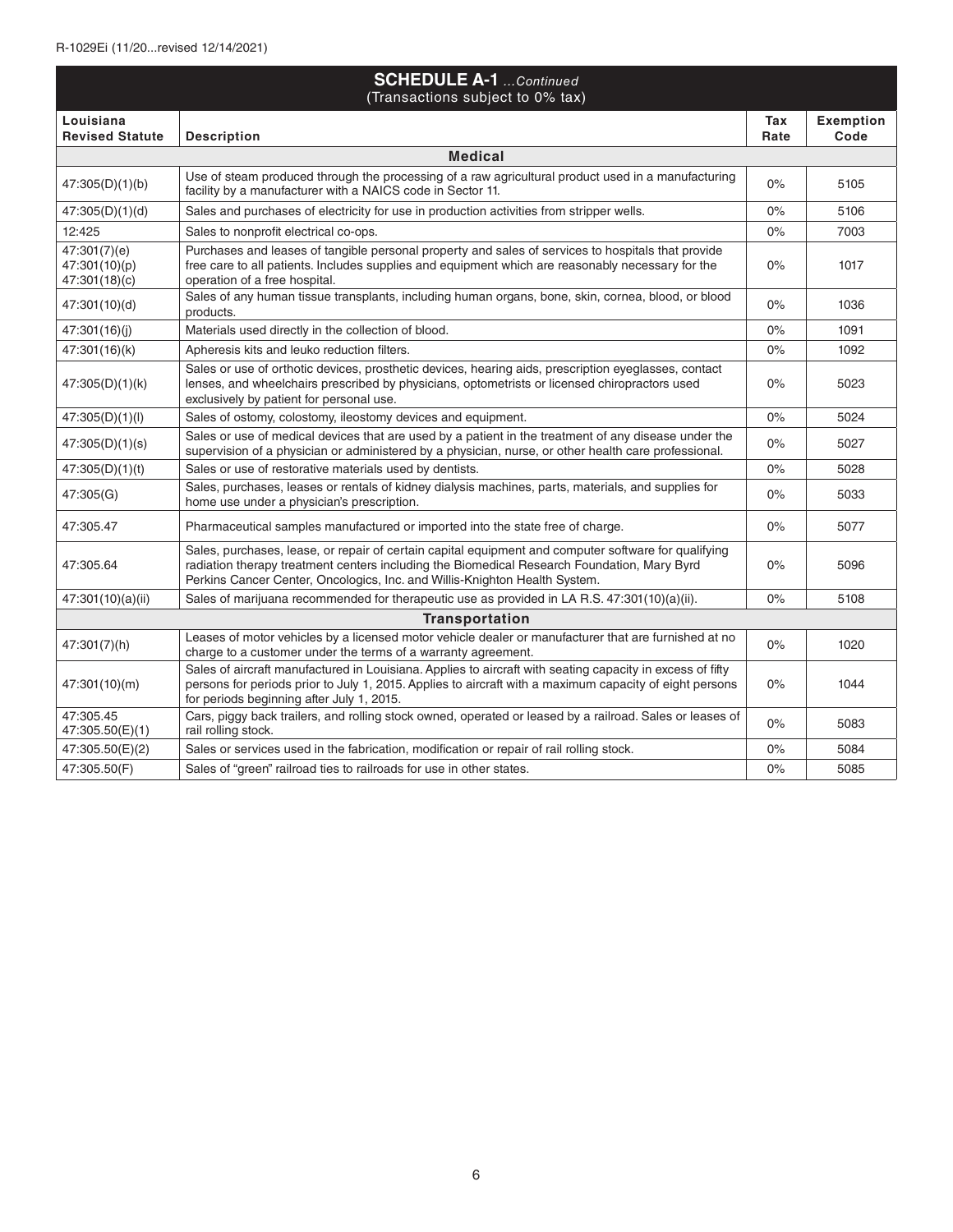## SCHEDULE A-1 *...Continued*

(Transactions subject to 0% tax)

| Louisiana Revised Statute | Description | Tax Rate | Exemption Code |
|---|---|---|---|
| **Medical** | | | |
| 47:305(D)(1)(b) | Use of steam produced through the processing of a raw agricultural product used in a manufacturing facility by a manufacturer with a NAICS code in Sector 11. | 0% | 5105 |
| 47:305(D)(1)(d) | Sales and purchases of electricity for use in production activities from stripper wells. | 0% | 5106 |
| 12:425 | Sales to nonprofit electrical co-ops. | 0% | 7003 |
| 47:301(7)(e) 47:301(10)(p) 47:301(18)(c) | Purchases and leases of tangible personal property and sales of services to hospitals that provide free care to all patients. Includes supplies and equipment which are reasonably necessary for the operation of a free hospital. | 0% | 1017 |
| 47:301(10)(d) | Sales of any human tissue transplants, including human organs, bone, skin, cornea, blood, or blood products. | 0% | 1036 |
| 47:301(16)(j) | Materials used directly in the collection of blood. | 0% | 1091 |
| 47:301(16)(k) | Apheresis kits and leuko reduction filters. | 0% | 1092 |
| 47:305(D)(1)(k) | Sales or use of orthotic devices, prosthetic devices, hearing aids, prescription eyeglasses, contact lenses, and wheelchairs prescribed by physicians, optometrists or licensed chiropractors used exclusively by patient for personal use. | 0% | 5023 |
| 47:305(D)(1)(l) | Sales of ostomy, colostomy, ileostomy devices and equipment. | 0% | 5024 |
| 47:305(D)(1)(s) | Sales or use of medical devices that are used by a patient in the treatment of any disease under the supervision of a physician or administered by a physician, nurse, or other health care professional. | 0% | 5027 |
| 47:305(D)(1)(t) | Sales or use of restorative materials used by dentists. | 0% | 5028 |
| 47:305(G) | Sales, purchases, leases or rentals of kidney dialysis machines, parts, materials, and supplies for home use under a physician's prescription. | 0% | 5033 |
| 47:305.47 | Pharmaceutical samples manufactured or imported into the state free of charge. | 0% | 5077 |
| 47:305.64 | Sales, purchases, lease, or repair of certain capital equipment and computer software for qualifying radiation therapy treatment centers including the Biomedical Research Foundation, Mary Byrd Perkins Cancer Center, Oncologics, Inc. and Willis-Knighton Health System. | 0% | 5096 |
| 47:301(10)(a)(ii) | Sales of marijuana recommended for therapeutic use as provided in LA R.S. 47:301(10)(a)(ii). | 0% | 5108 |
| **Transportation** | | | |
| 47:301(7)(h) | Leases of motor vehicles by a licensed motor vehicle dealer or manufacturer that are furnished at no charge to a customer under the terms of a warranty agreement. | 0% | 1020 |
| 47:301(10)(m) | Sales of aircraft manufactured in Louisiana. Applies to aircraft with seating capacity in excess of fifty persons for periods prior to July 1, 2015. Applies to aircraft with a maximum capacity of eight persons for periods beginning after July 1, 2015. | 0% | 1044 |
| 47:305.45 47:305.50(E)(1) | Cars, piggy back trailers, and rolling stock owned, operated or leased by a railroad. Sales or leases of rail rolling stock. | 0% | 5083 |
| 47:305.50(E)(2) | Sales or services used in the fabrication, modification or repair of rail rolling stock. | 0% | 5084 |
| 47:305.50(F) | Sales of "green" railroad ties to railroads for use in other states. | 0% | 5085 |